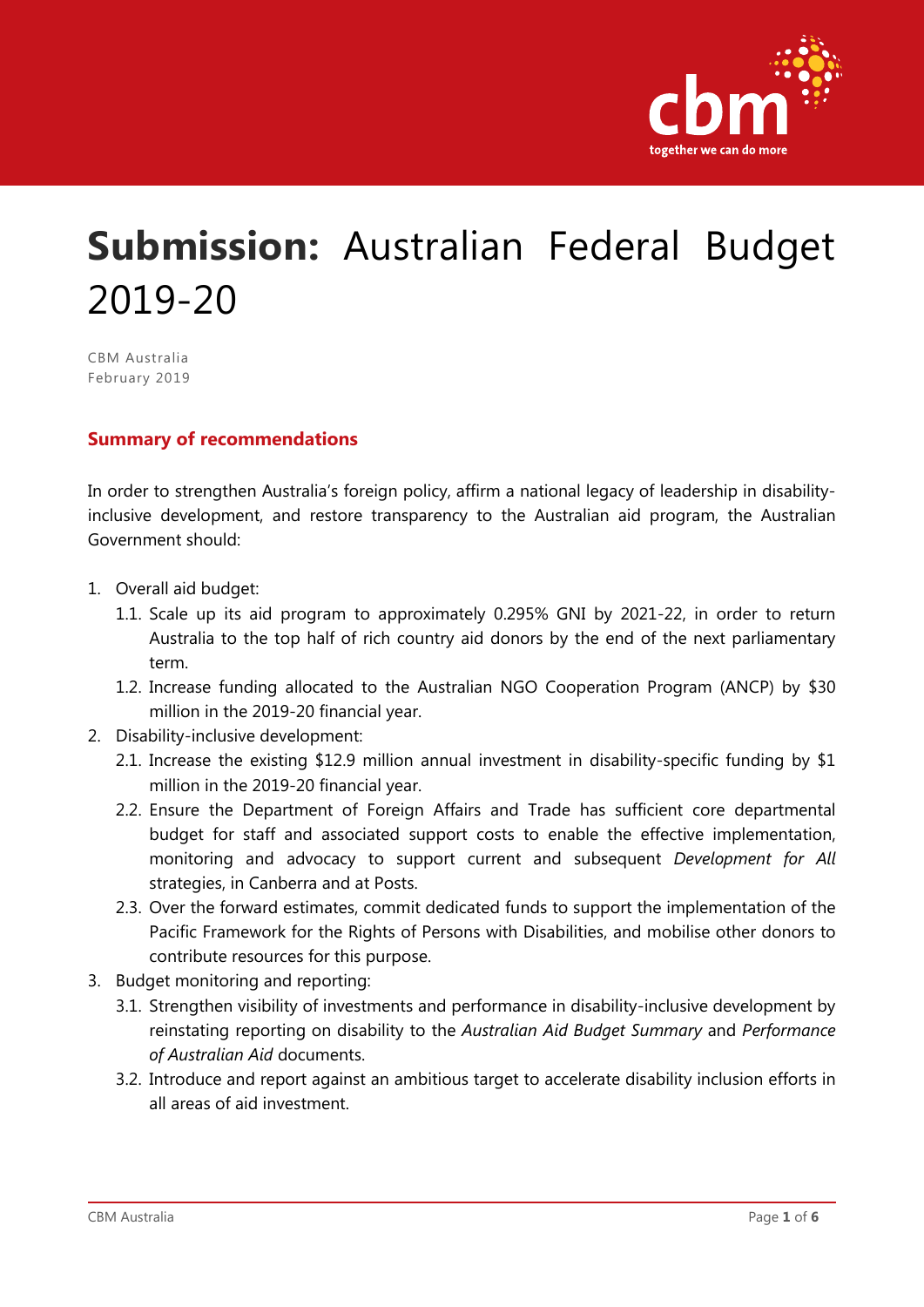# **Submission:** Australian Federal Budget 2019-20

CBM Australia
February 2019

## Summary of recommendations

In order to strengthen Australia's foreign policy, affirm a national legacy of leadership in disability-inclusive development, and restore transparency to the Australian aid program, the Australian Government should:

1. Overall aid budget:
   1.1. Scale up its aid program to approximately 0.295% GNI by 2021-22, in order to return Australia to the top half of rich country aid donors by the end of the next parliamentary term.
   1.2. Increase funding allocated to the Australian NGO Cooperation Program (ANCP) by $30 million in the 2019-20 financial year.
2. Disability-inclusive development:
   2.1. Increase the existing $12.9 million annual investment in disability-specific funding by $1 million in the 2019-20 financial year.
   2.2. Ensure the Department of Foreign Affairs and Trade has sufficient core departmental budget for staff and associated support costs to enable the effective implementation, monitoring and advocacy to support current and subsequent *Development for All* strategies, in Canberra and at Posts.
   2.3. Over the forward estimates, commit dedicated funds to support the implementation of the Pacific Framework for the Rights of Persons with Disabilities, and mobilise other donors to contribute resources for this purpose.
3. Budget monitoring and reporting:
   3.1. Strengthen visibility of investments and performance in disability-inclusive development by reinstating reporting on disability to the *Australian Aid Budget Summary* and *Performance of Australian Aid* documents.
   3.2. Introduce and report against an ambitious target to accelerate disability inclusion efforts in all areas of aid investment.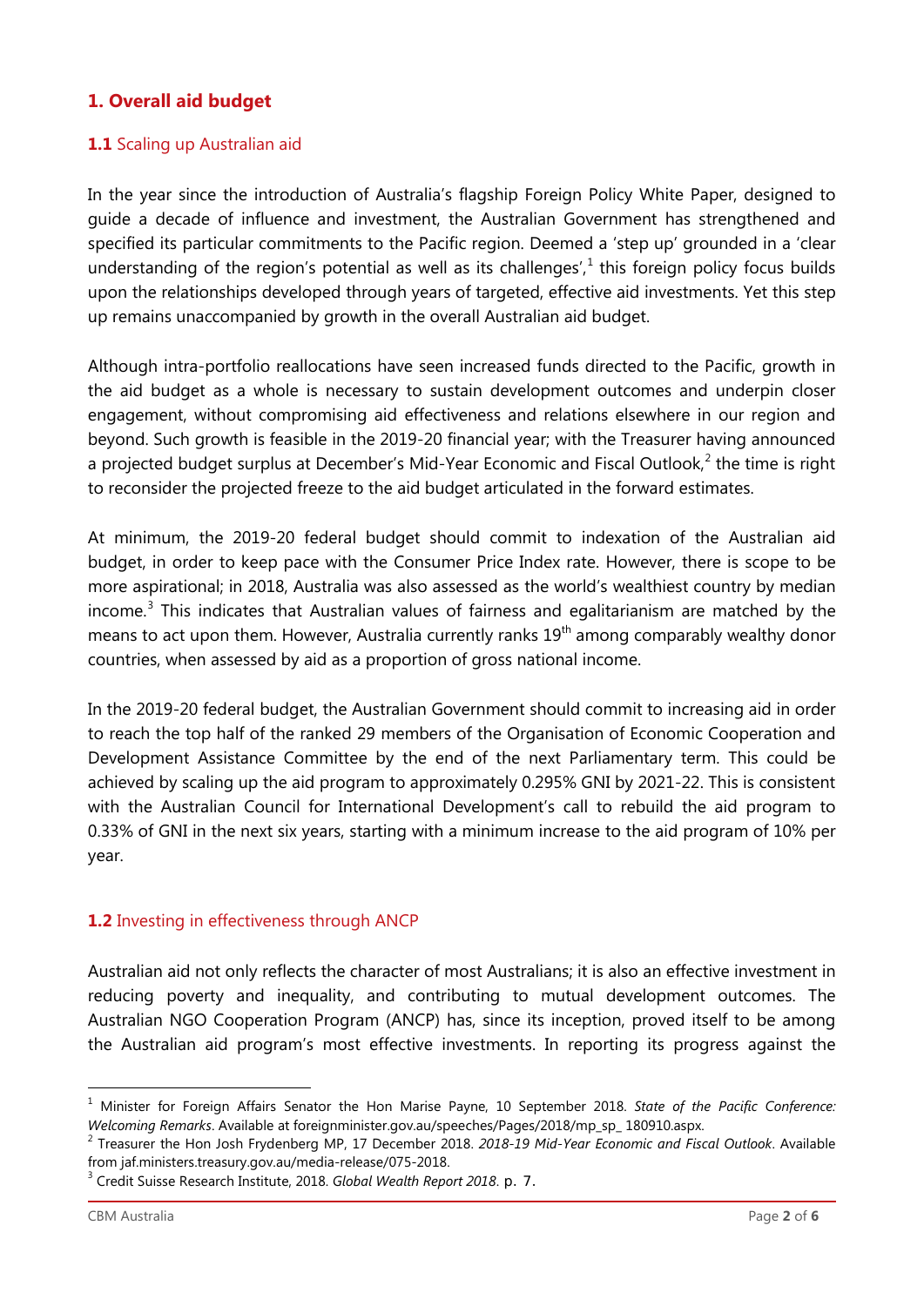## 1. Overall aid budget

### 1.1 Scaling up Australian aid

In the year since the introduction of Australia's flagship Foreign Policy White Paper, designed to guide a decade of influence and investment, the Australian Government has strengthened and specified its particular commitments to the Pacific region. Deemed a 'step up' grounded in a 'clear understanding of the region's potential as well as its challenges',[1] this foreign policy focus builds upon the relationships developed through years of targeted, effective aid investments. Yet this step up remains unaccompanied by growth in the overall Australian aid budget.

Although intra-portfolio reallocations have seen increased funds directed to the Pacific, growth in the aid budget as a whole is necessary to sustain development outcomes and underpin closer engagement, without compromising aid effectiveness and relations elsewhere in our region and beyond. Such growth is feasible in the 2019-20 financial year; with the Treasurer having announced a projected budget surplus at December's Mid-Year Economic and Fiscal Outlook,[2] the time is right to reconsider the projected freeze to the aid budget articulated in the forward estimates.

At minimum, the 2019-20 federal budget should commit to indexation of the Australian aid budget, in order to keep pace with the Consumer Price Index rate. However, there is scope to be more aspirational; in 2018, Australia was also assessed as the world's wealthiest country by median income.[3] This indicates that Australian values of fairness and egalitarianism are matched by the means to act upon them. However, Australia currently ranks 19th among comparably wealthy donor countries, when assessed by aid as a proportion of gross national income.

In the 2019-20 federal budget, the Australian Government should commit to increasing aid in order to reach the top half of the ranked 29 members of the Organisation of Economic Cooperation and Development Assistance Committee by the end of the next Parliamentary term. This could be achieved by scaling up the aid program to approximately 0.295% GNI by 2021-22. This is consistent with the Australian Council for International Development's call to rebuild the aid program to 0.33% of GNI in the next six years, starting with a minimum increase to the aid program of 10% per year.

### 1.2 Investing in effectiveness through ANCP

Australian aid not only reflects the character of most Australians; it is also an effective investment in reducing poverty and inequality, and contributing to mutual development outcomes. The Australian NGO Cooperation Program (ANCP) has, since its inception, proved itself to be among the Australian aid program's most effective investments. In reporting its progress against the

---

[1] Minister for Foreign Affairs Senator the Hon Marise Payne, 10 September 2018. *State of the Pacific Conference: Welcoming Remarks*. Available at foreignminister.gov.au/speeches/Pages/2018/mp_sp_ 180910.aspx.

[2] Treasurer the Hon Josh Frydenberg MP, 17 December 2018. *2018-19 Mid-Year Economic and Fiscal Outlook*. Available from jaf.ministers.treasury.gov.au/media-release/075-2018.

[3] Credit Suisse Research Institute, 2018. *Global Wealth Report 2018*. p. 7.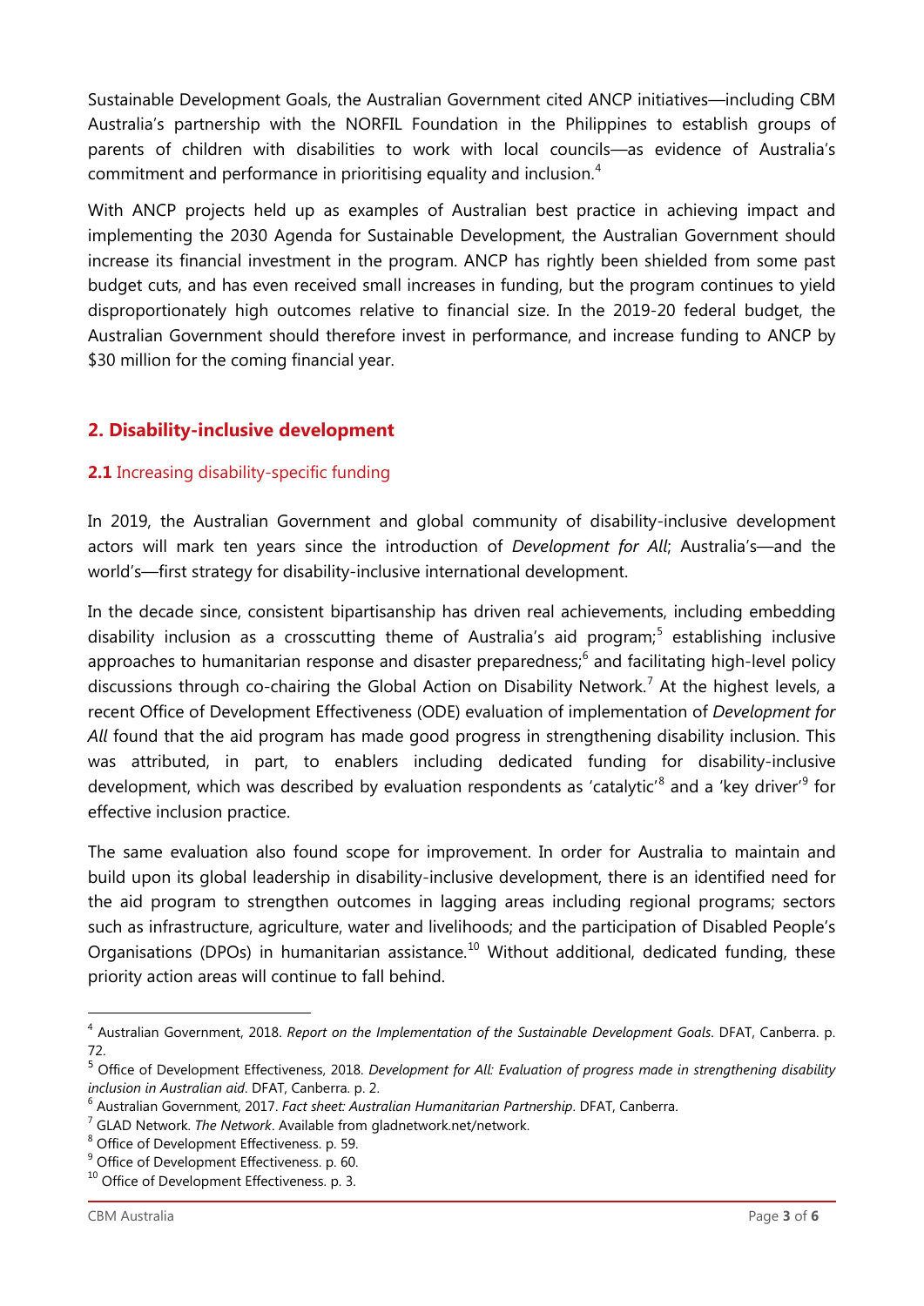Sustainable Development Goals, the Australian Government cited ANCP initiatives—including CBM Australia's partnership with the NORFIL Foundation in the Philippines to establish groups of parents of children with disabilities to work with local councils—as evidence of Australia's commitment and performance in prioritising equality and inclusion.[4]

With ANCP projects held up as examples of Australian best practice in achieving impact and implementing the 2030 Agenda for Sustainable Development, the Australian Government should increase its financial investment in the program. ANCP has rightly been shielded from some past budget cuts, and has even received small increases in funding, but the program continues to yield disproportionately high outcomes relative to financial size. In the 2019-20 federal budget, the Australian Government should therefore invest in performance, and increase funding to ANCP by $30 million for the coming financial year.

## 2. Disability-inclusive development

### 2.1 Increasing disability-specific funding

In 2019, the Australian Government and global community of disability-inclusive development actors will mark ten years since the introduction of *Development for All*; Australia's—and the world's—first strategy for disability-inclusive international development.

In the decade since, consistent bipartisanship has driven real achievements, including embedding disability inclusion as a crosscutting theme of Australia's aid program;[5] establishing inclusive approaches to humanitarian response and disaster preparedness;[6] and facilitating high-level policy discussions through co-chairing the Global Action on Disability Network.[7] At the highest levels, a recent Office of Development Effectiveness (ODE) evaluation of implementation of *Development for All* found that the aid program has made good progress in strengthening disability inclusion. This was attributed, in part, to enablers including dedicated funding for disability-inclusive development, which was described by evaluation respondents as 'catalytic'[8] and a 'key driver'[9] for effective inclusion practice.

The same evaluation also found scope for improvement. In order for Australia to maintain and build upon its global leadership in disability-inclusive development, there is an identified need for the aid program to strengthen outcomes in lagging areas including regional programs; sectors such as infrastructure, agriculture, water and livelihoods; and the participation of Disabled People's Organisations (DPOs) in humanitarian assistance.[10] Without additional, dedicated funding, these priority action areas will continue to fall behind.

---

[4] Australian Government, 2018. *Report on the Implementation of the Sustainable Development Goals*. DFAT, Canberra. p. 72.

[5] Office of Development Effectiveness, 2018. *Development for All: Evaluation of progress made in strengthening disability inclusion in Australian aid*. DFAT, Canberra. p. 2.

[6] Australian Government, 2017. *Fact sheet: Australian Humanitarian Partnership*. DFAT, Canberra.

[7] GLAD Network. *The Network*. Available from gladnetwork.net/network.

[8] Office of Development Effectiveness. p. 59.

[9] Office of Development Effectiveness. p. 60.

[10] Office of Development Effectiveness. p. 3.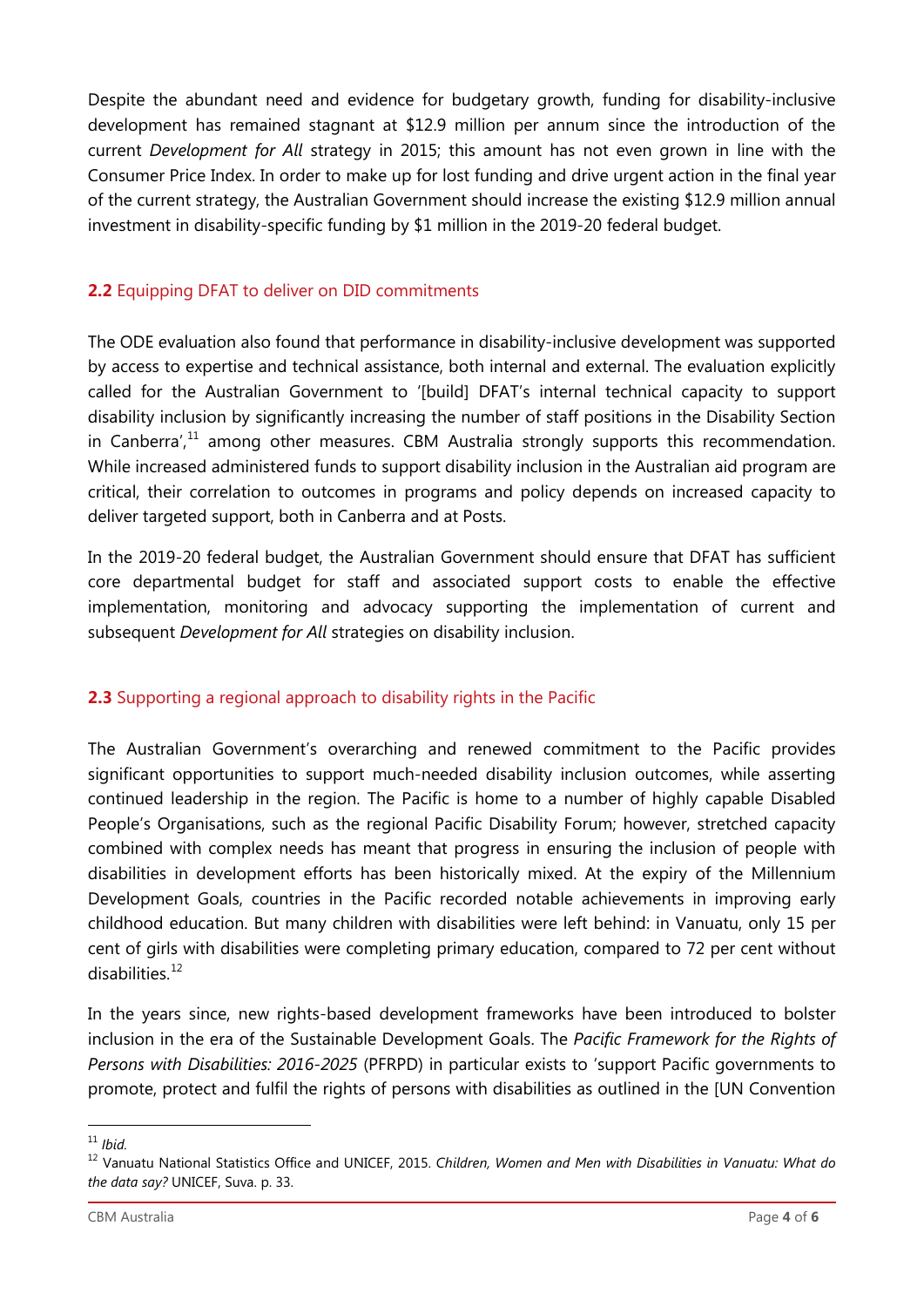Despite the abundant need and evidence for budgetary growth, funding for disability-inclusive development has remained stagnant at $12.9 million per annum since the introduction of the current *Development for All* strategy in 2015; this amount has not even grown in line with the Consumer Price Index. In order to make up for lost funding and drive urgent action in the final year of the current strategy, the Australian Government should increase the existing $12.9 million annual investment in disability-specific funding by $1 million in the 2019-20 federal budget.

### **2.2** Equipping DFAT to deliver on DID commitments

The ODE evaluation also found that performance in disability-inclusive development was supported by access to expertise and technical assistance, both internal and external. The evaluation explicitly called for the Australian Government to '[build] DFAT's internal technical capacity to support disability inclusion by significantly increasing the number of staff positions in the Disability Section in Canberra',[11] among other measures. CBM Australia strongly supports this recommendation. While increased administered funds to support disability inclusion in the Australian aid program are critical, their correlation to outcomes in programs and policy depends on increased capacity to deliver targeted support, both in Canberra and at Posts.

In the 2019-20 federal budget, the Australian Government should ensure that DFAT has sufficient core departmental budget for staff and associated support costs to enable the effective implementation, monitoring and advocacy supporting the implementation of current and subsequent *Development for All* strategies on disability inclusion.

### **2.3** Supporting a regional approach to disability rights in the Pacific

The Australian Government's overarching and renewed commitment to the Pacific provides significant opportunities to support much-needed disability inclusion outcomes, while asserting continued leadership in the region. The Pacific is home to a number of highly capable Disabled People's Organisations, such as the regional Pacific Disability Forum; however, stretched capacity combined with complex needs has meant that progress in ensuring the inclusion of people with disabilities in development efforts has been historically mixed. At the expiry of the Millennium Development Goals, countries in the Pacific recorded notable achievements in improving early childhood education. But many children with disabilities were left behind: in Vanuatu, only 15 per cent of girls with disabilities were completing primary education, compared to 72 per cent without disabilities.[12]

In the years since, new rights-based development frameworks have been introduced to bolster inclusion in the era of the Sustainable Development Goals. The *Pacific Framework for the Rights of Persons with Disabilities: 2016-2025* (PFRPD) in particular exists to 'support Pacific governments to promote, protect and fulfil the rights of persons with disabilities as outlined in the [UN Convention

---

[11] *Ibid.*

[12] Vanuatu National Statistics Office and UNICEF, 2015. *Children, Women and Men with Disabilities in Vanuatu: What do the data say?* UNICEF, Suva. p. 33.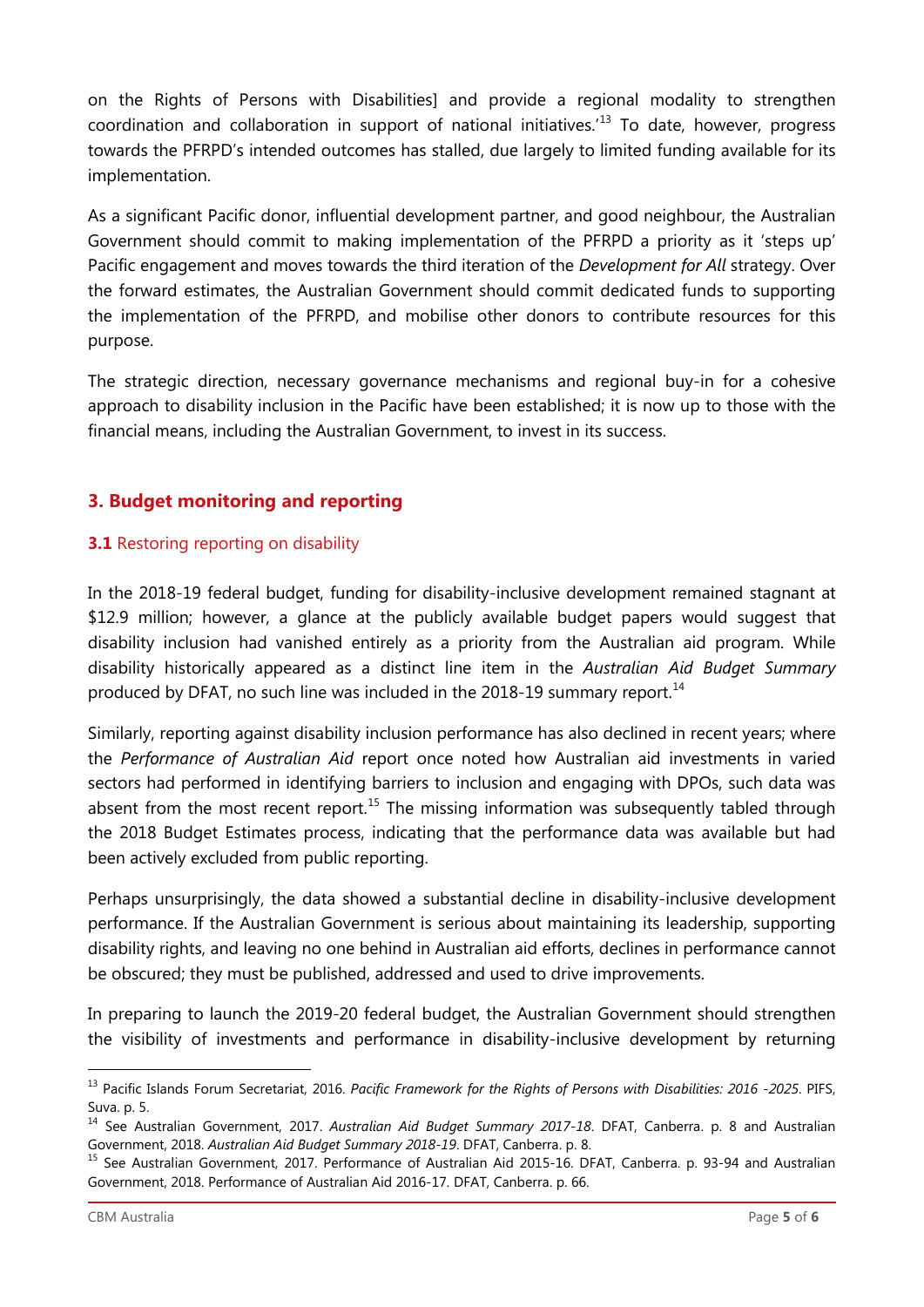on the Rights of Persons with Disabilities] and provide a regional modality to strengthen coordination and collaboration in support of national initiatives.'[13] To date, however, progress towards the PFRPD's intended outcomes has stalled, due largely to limited funding available for its implementation.

As a significant Pacific donor, influential development partner, and good neighbour, the Australian Government should commit to making implementation of the PFRPD a priority as it 'steps up' Pacific engagement and moves towards the third iteration of the *Development for All* strategy. Over the forward estimates, the Australian Government should commit dedicated funds to supporting the implementation of the PFRPD, and mobilise other donors to contribute resources for this purpose.

The strategic direction, necessary governance mechanisms and regional buy-in for a cohesive approach to disability inclusion in the Pacific have been established; it is now up to those with the financial means, including the Australian Government, to invest in its success.

## 3. Budget monitoring and reporting

### **3.1** Restoring reporting on disability

In the 2018-19 federal budget, funding for disability-inclusive development remained stagnant at $12.9 million; however, a glance at the publicly available budget papers would suggest that disability inclusion had vanished entirely as a priority from the Australian aid program. While disability historically appeared as a distinct line item in the *Australian Aid Budget Summary* produced by DFAT, no such line was included in the 2018-19 summary report.[14]

Similarly, reporting against disability inclusion performance has also declined in recent years; where the *Performance of Australian Aid* report once noted how Australian aid investments in varied sectors had performed in identifying barriers to inclusion and engaging with DPOs, such data was absent from the most recent report.[15] The missing information was subsequently tabled through the 2018 Budget Estimates process, indicating that the performance data was available but had been actively excluded from public reporting.

Perhaps unsurprisingly, the data showed a substantial decline in disability-inclusive development performance. If the Australian Government is serious about maintaining its leadership, supporting disability rights, and leaving no one behind in Australian aid efforts, declines in performance cannot be obscured; they must be published, addressed and used to drive improvements.

In preparing to launch the 2019-20 federal budget, the Australian Government should strengthen the visibility of investments and performance in disability-inclusive development by returning

---

[13] Pacific Islands Forum Secretariat, 2016. *Pacific Framework for the Rights of Persons with Disabilities: 2016 -2025*. PIFS, Suva. p. 5.

[14] See Australian Government, 2017. *Australian Aid Budget Summary 2017-18*. DFAT, Canberra. p. 8 and Australian Government, 2018. *Australian Aid Budget Summary 2018-19*. DFAT, Canberra. p. 8.

[15] See Australian Government, 2017. Performance of Australian Aid 2015-16. DFAT, Canberra. p. 93-94 and Australian Government, 2018. Performance of Australian Aid 2016-17. DFAT, Canberra. p. 66.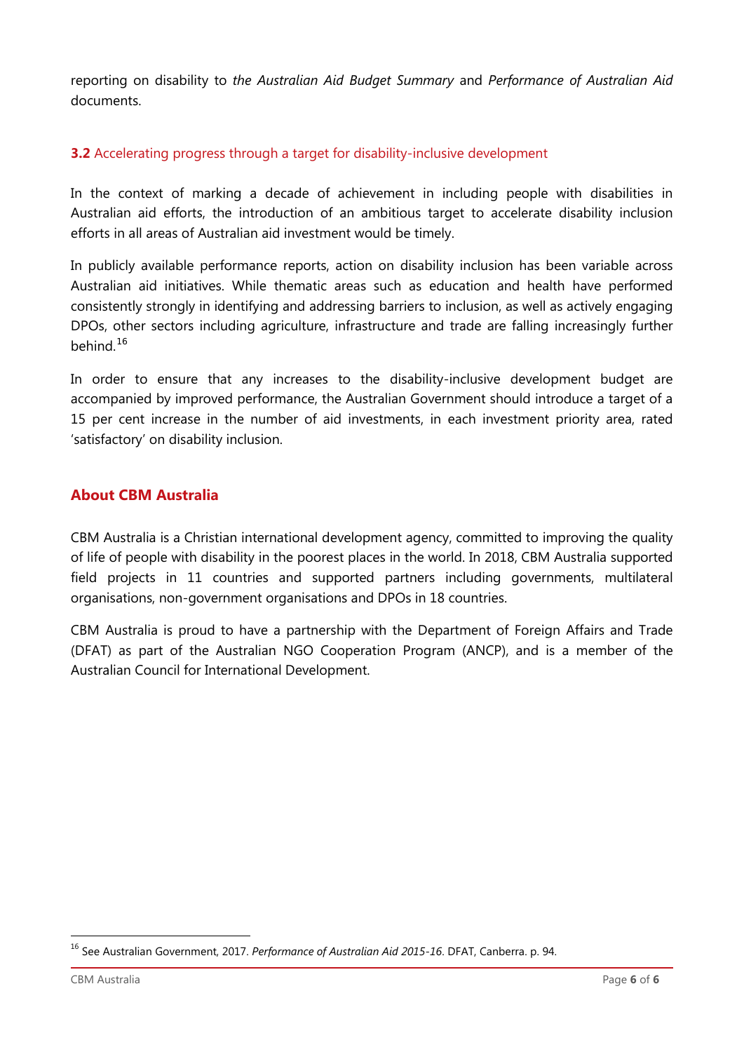reporting on disability to *the Australian Aid Budget Summary* and *Performance of Australian Aid* documents.

### **3.2** Accelerating progress through a target for disability-inclusive development

In the context of marking a decade of achievement in including people with disabilities in Australian aid efforts, the introduction of an ambitious target to accelerate disability inclusion efforts in all areas of Australian aid investment would be timely.

In publicly available performance reports, action on disability inclusion has been variable across Australian aid initiatives. While thematic areas such as education and health have performed consistently strongly in identifying and addressing barriers to inclusion, as well as actively engaging DPOs, other sectors including agriculture, infrastructure and trade are falling increasingly further behind.[16]

In order to ensure that any increases to the disability-inclusive development budget are accompanied by improved performance, the Australian Government should introduce a target of a 15 per cent increase in the number of aid investments, in each investment priority area, rated 'satisfactory' on disability inclusion.

## About CBM Australia

CBM Australia is a Christian international development agency, committed to improving the quality of life of people with disability in the poorest places in the world. In 2018, CBM Australia supported field projects in 11 countries and supported partners including governments, multilateral organisations, non-government organisations and DPOs in 18 countries.

CBM Australia is proud to have a partnership with the Department of Foreign Affairs and Trade (DFAT) as part of the Australian NGO Cooperation Program (ANCP), and is a member of the Australian Council for International Development.

---

[16] See Australian Government, 2017. *Performance of Australian Aid 2015-16*. DFAT, Canberra. p. 94.